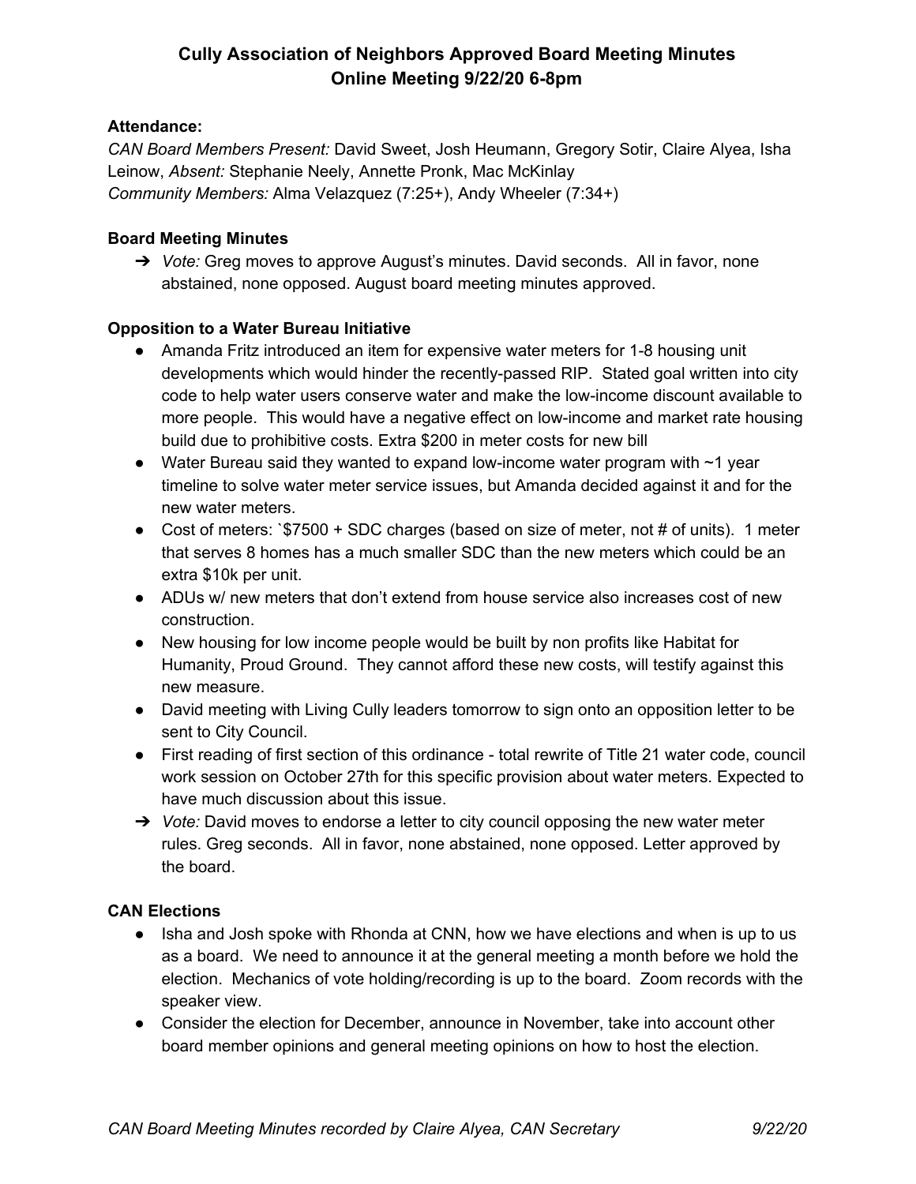# Cully Association of Neighbors Approved Board Meeting Minutes
## Online Meeting 9/22/20 6-8pm

**Attendance:**

*CAN Board Members Present:* David Sweet, Josh Heumann, Gregory Sotir, Claire Alyea, Isha Leinow, *Absent:* Stephanie Neely, Annette Pronk, Mac McKinlay

*Community Members:* Alma Velazquez (7:25+), Andy Wheeler (7:34+)

**Board Meeting Minutes**

➔ *Vote:* Greg moves to approve August's minutes. David seconds. All in favor, none abstained, none opposed. August board meeting minutes approved.

**Opposition to a Water Bureau Initiative**

- Amanda Fritz introduced an item for expensive water meters for 1-8 housing unit developments which would hinder the recently-passed RIP. Stated goal written into city code to help water users conserve water and make the low-income discount available to more people. This would have a negative effect on low-income and market rate housing build due to prohibitive costs. Extra $200 in meter costs for new bill
- Water Bureau said they wanted to expand low-income water program with ~1 year timeline to solve water meter service issues, but Amanda decided against it and for the new water meters.
- Cost of meters: `$7500 + SDC charges (based on size of meter, not # of units). 1 meter that serves 8 homes has a much smaller SDC than the new meters which could be an extra $10k per unit.
- ADUs w/ new meters that don't extend from house service also increases cost of new construction.
- New housing for low income people would be built by non profits like Habitat for Humanity, Proud Ground. They cannot afford these new costs, will testify against this new measure.
- David meeting with Living Cully leaders tomorrow to sign onto an opposition letter to be sent to City Council.
- First reading of first section of this ordinance - total rewrite of Title 21 water code, council work session on October 27th for this specific provision about water meters. Expected to have much discussion about this issue.

➔ *Vote:* David moves to endorse a letter to city council opposing the new water meter rules. Greg seconds. All in favor, none abstained, none opposed. Letter approved by the board.

**CAN Elections**

- Isha and Josh spoke with Rhonda at CNN, how we have elections and when is up to us as a board. We need to announce it at the general meeting a month before we hold the election. Mechanics of vote holding/recording is up to the board. Zoom records with the speaker view.
- Consider the election for December, announce in November, take into account other board member opinions and general meeting opinions on how to host the election.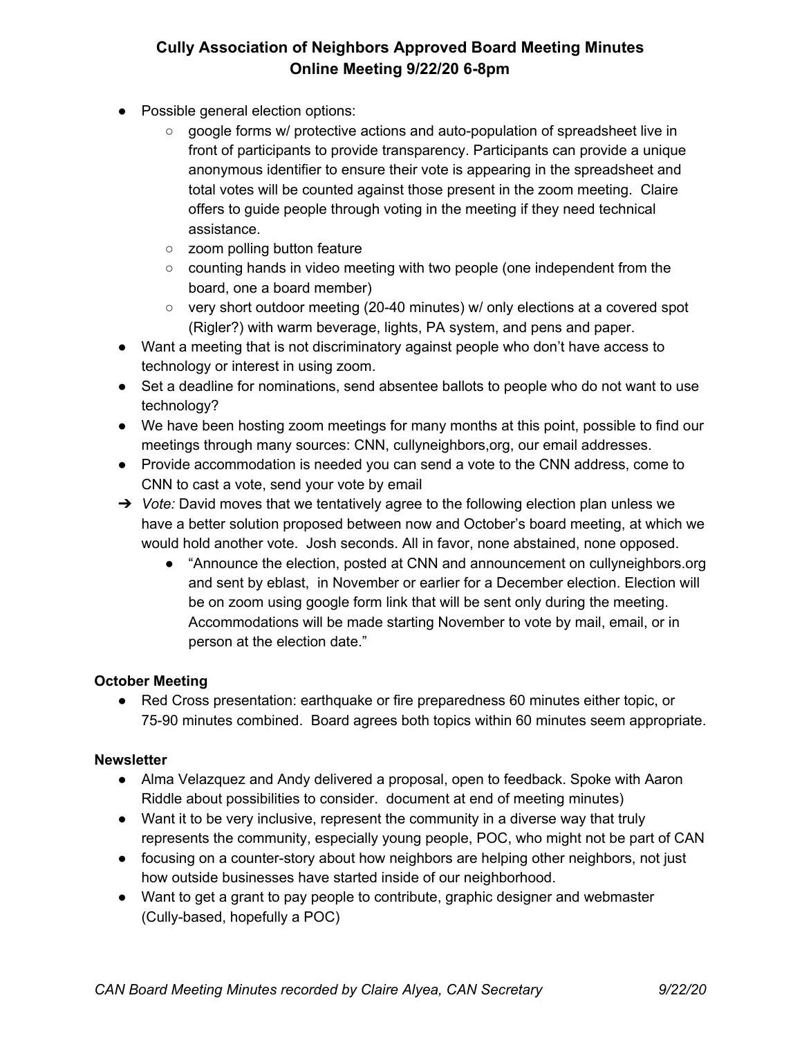- Possible general election options:
  - google forms w/ protective actions and auto-population of spreadsheet live in front of participants to provide transparency. Participants can provide a unique anonymous identifier to ensure their vote is appearing in the spreadsheet and total votes will be counted against those present in the zoom meeting. Claire offers to guide people through voting in the meeting if they need technical assistance.
  - zoom polling button feature
  - counting hands in video meeting with two people (one independent from the board, one a board member)
  - very short outdoor meeting (20-40 minutes) w/ only elections at a covered spot (Rigler?) with warm beverage, lights, PA system, and pens and paper.
- Want a meeting that is not discriminatory against people who don't have access to technology or interest in using zoom.
- Set a deadline for nominations, send absentee ballots to people who do not want to use technology?
- We have been hosting zoom meetings for many months at this point, possible to find our meetings through many sources: CNN, cullyneighbors,org, our email addresses.
- Provide accommodation is needed you can send a vote to the CNN address, come to CNN to cast a vote, send your vote by email

➔ *Vote:* David moves that we tentatively agree to the following election plan unless we have a better solution proposed between now and October's board meeting, at which we would hold another vote. Josh seconds. All in favor, none abstained, none opposed.
  - "Announce the election, posted at CNN and announcement on cullyneighbors.org and sent by eblast, in November or earlier for a December election. Election will be on zoom using google form link that will be sent only during the meeting. Accommodations will be made starting November to vote by mail, email, or in person at the election date."

**October Meeting**

- Red Cross presentation: earthquake or fire preparedness 60 minutes either topic, or 75-90 minutes combined. Board agrees both topics within 60 minutes seem appropriate.

**Newsletter**

- Alma Velazquez and Andy delivered a proposal, open to feedback. Spoke with Aaron Riddle about possibilities to consider. document at end of meeting minutes)
- Want it to be very inclusive, represent the community in a diverse way that truly represents the community, especially young people, POC, who might not be part of CAN
- focusing on a counter-story about how neighbors are helping other neighbors, not just how outside businesses have started inside of our neighborhood.
- Want to get a grant to pay people to contribute, graphic designer and webmaster (Cully-based, hopefully a POC)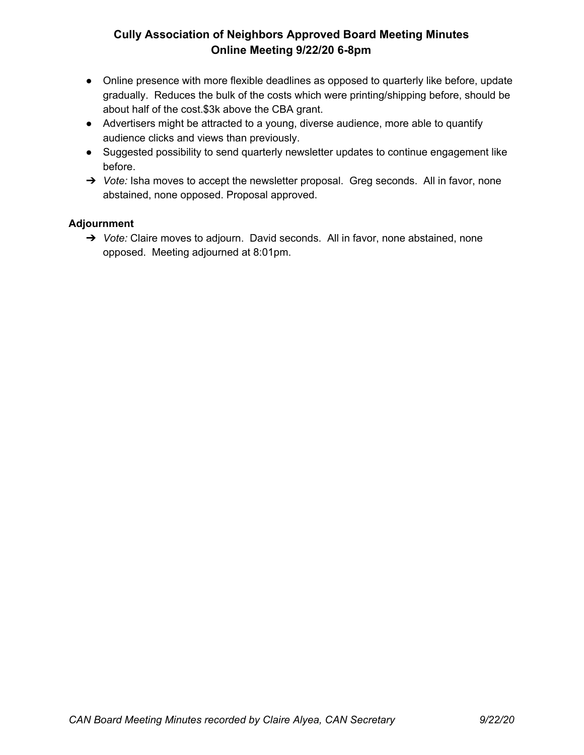- Online presence with more flexible deadlines as opposed to quarterly like before, update gradually. Reduces the bulk of the costs which were printing/shipping before, should be about half of the cost.$3k above the CBA grant.
- Advertisers might be attracted to a young, diverse audience, more able to quantify audience clicks and views than previously.
- Suggested possibility to send quarterly newsletter updates to continue engagement like before.

➔ *Vote:* Isha moves to accept the newsletter proposal. Greg seconds. All in favor, none abstained, none opposed. Proposal approved.

**Adjournment**

➔ *Vote:* Claire moves to adjourn. David seconds. All in favor, none abstained, none opposed. Meeting adjourned at 8:01pm.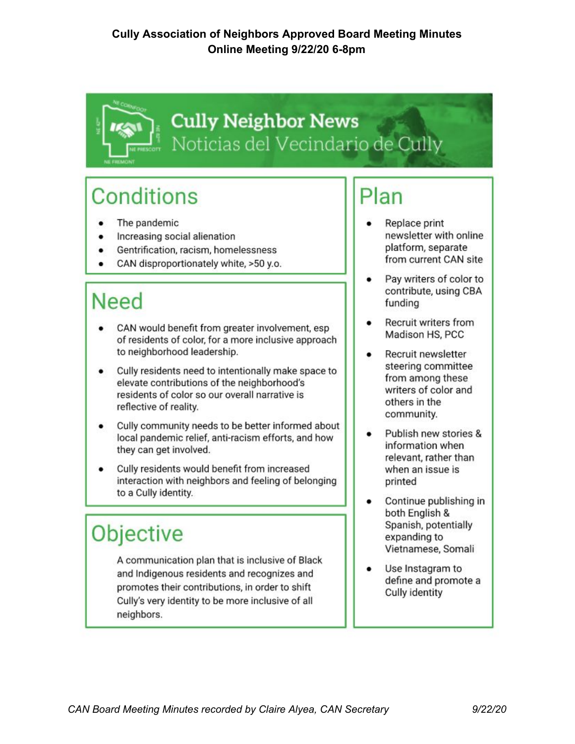**Cully Association of Neighbors Approved Board Meeting Minutes**
**Online Meeting 9/22/20 6-8pm**

# Cully Neighbor News
Noticias del Vecindario de Cully

## Conditions

- The pandemic
- Increasing social alienation
- Gentrification, racism, homelessness
- CAN disproportionately white, >50 y.o.

## Need

- CAN would benefit from greater involvement, esp of residents of color, for a more inclusive approach to neighborhood leadership.
- Cully residents need to intentionally make space to elevate contributions of the neighborhood's residents of color so our overall narrative is reflective of reality.
- Cully community needs to be better informed about local pandemic relief, anti-racism efforts, and how they can get involved.
- Cully residents would benefit from increased interaction with neighbors and feeling of belonging to a Cully identity.

## Objective

A communication plan that is inclusive of Black and Indigenous residents and recognizes and promotes their contributions, in order to shift Cully's very identity to be more inclusive of all neighbors.

## Plan

- Replace print newsletter with online platform, separate from current CAN site
- Pay writers of color to contribute, using CBA funding
- Recruit writers from Madison HS, PCC
- Recruit newsletter steering committee from among these writers of color and others in the community.
- Publish new stories & information when relevant, rather than when an issue is printed
- Continue publishing in both English & Spanish, potentially expanding to Vietnamese, Somali
- Use Instagram to define and promote a Cully identity